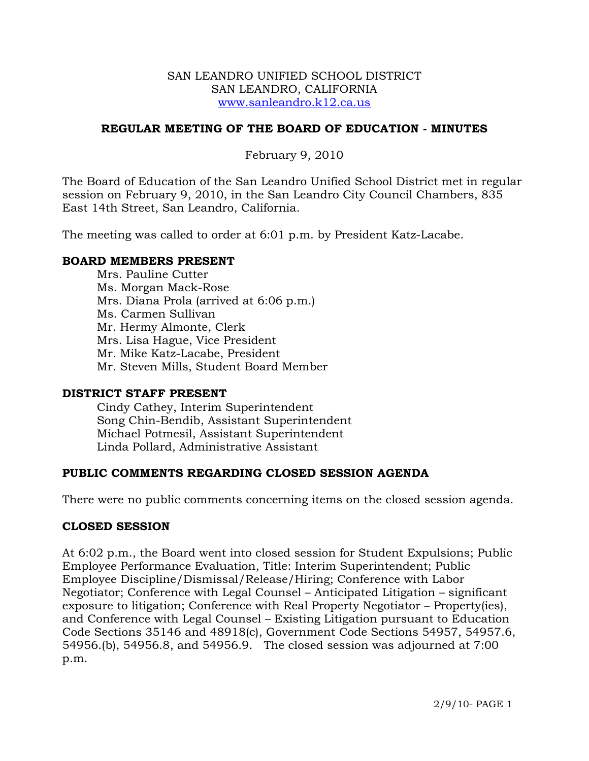SAN LEANDRO UNIFIED SCHOOL DISTRICT
SAN LEANDRO, CALIFORNIA
www.sanleandro.k12.ca.us

**REGULAR MEETING OF THE BOARD OF EDUCATION - MINUTES**

February 9, 2010

The Board of Education of the San Leandro Unified School District met in regular session on February 9, 2010, in the San Leandro City Council Chambers, 835 East 14th Street, San Leandro, California.

The meeting was called to order at 6:01 p.m. by President Katz-Lacabe.

## BOARD MEMBERS PRESENT

Mrs. Pauline Cutter
Ms. Morgan Mack-Rose
Mrs. Diana Prola (arrived at 6:06 p.m.)
Ms. Carmen Sullivan
Mr. Hermy Almonte, Clerk
Mrs. Lisa Hague, Vice President
Mr. Mike Katz-Lacabe, President
Mr. Steven Mills, Student Board Member

## DISTRICT STAFF PRESENT

Cindy Cathey, Interim Superintendent
Song Chin-Bendib, Assistant Superintendent
Michael Potmesil, Assistant Superintendent
Linda Pollard, Administrative Assistant

## PUBLIC COMMENTS REGARDING CLOSED SESSION AGENDA

There were no public comments concerning items on the closed session agenda.

## CLOSED SESSION

At 6:02 p.m., the Board went into closed session for Student Expulsions; Public Employee Performance Evaluation, Title: Interim Superintendent; Public Employee Discipline/Dismissal/Release/Hiring; Conference with Labor Negotiator; Conference with Legal Counsel – Anticipated Litigation – significant exposure to litigation; Conference with Real Property Negotiator – Property(ies), and Conference with Legal Counsel – Existing Litigation pursuant to Education Code Sections 35146 and 48918(c), Government Code Sections 54957, 54957.6, 54956.(b), 54956.8, and 54956.9. The closed session was adjourned at 7:00 p.m.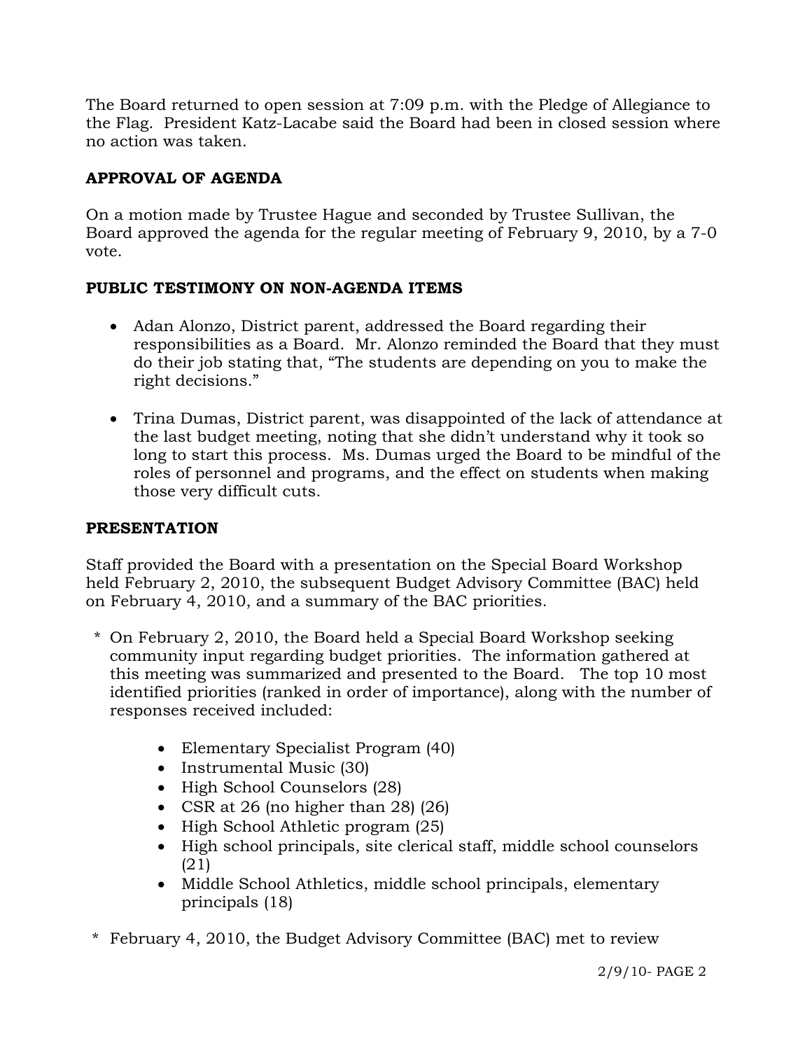The Board returned to open session at 7:09 p.m. with the Pledge of Allegiance to the Flag. President Katz-Lacabe said the Board had been in closed session where no action was taken.

## APPROVAL OF AGENDA

On a motion made by Trustee Hague and seconded by Trustee Sullivan, the Board approved the agenda for the regular meeting of February 9, 2010, by a 7-0 vote.

## PUBLIC TESTIMONY ON NON-AGENDA ITEMS

- Adan Alonzo, District parent, addressed the Board regarding their responsibilities as a Board. Mr. Alonzo reminded the Board that they must do their job stating that, "The students are depending on you to make the right decisions."

- Trina Dumas, District parent, was disappointed of the lack of attendance at the last budget meeting, noting that she didn't understand why it took so long to start this process. Ms. Dumas urged the Board to be mindful of the roles of personnel and programs, and the effect on students when making those very difficult cuts.

## PRESENTATION

Staff provided the Board with a presentation on the Special Board Workshop held February 2, 2010, the subsequent Budget Advisory Committee (BAC) held on February 4, 2010, and a summary of the BAC priorities.

* On February 2, 2010, the Board held a Special Board Workshop seeking community input regarding budget priorities. The information gathered at this meeting was summarized and presented to the Board. The top 10 most identified priorities (ranked in order of importance), along with the number of responses received included:

    - Elementary Specialist Program (40)
    - Instrumental Music (30)
    - High School Counselors (28)
    - CSR at 26 (no higher than 28) (26)
    - High School Athletic program (25)
    - High school principals, site clerical staff, middle school counselors (21)
    - Middle School Athletics, middle school principals, elementary principals (18)

* February 4, 2010, the Budget Advisory Committee (BAC) met to review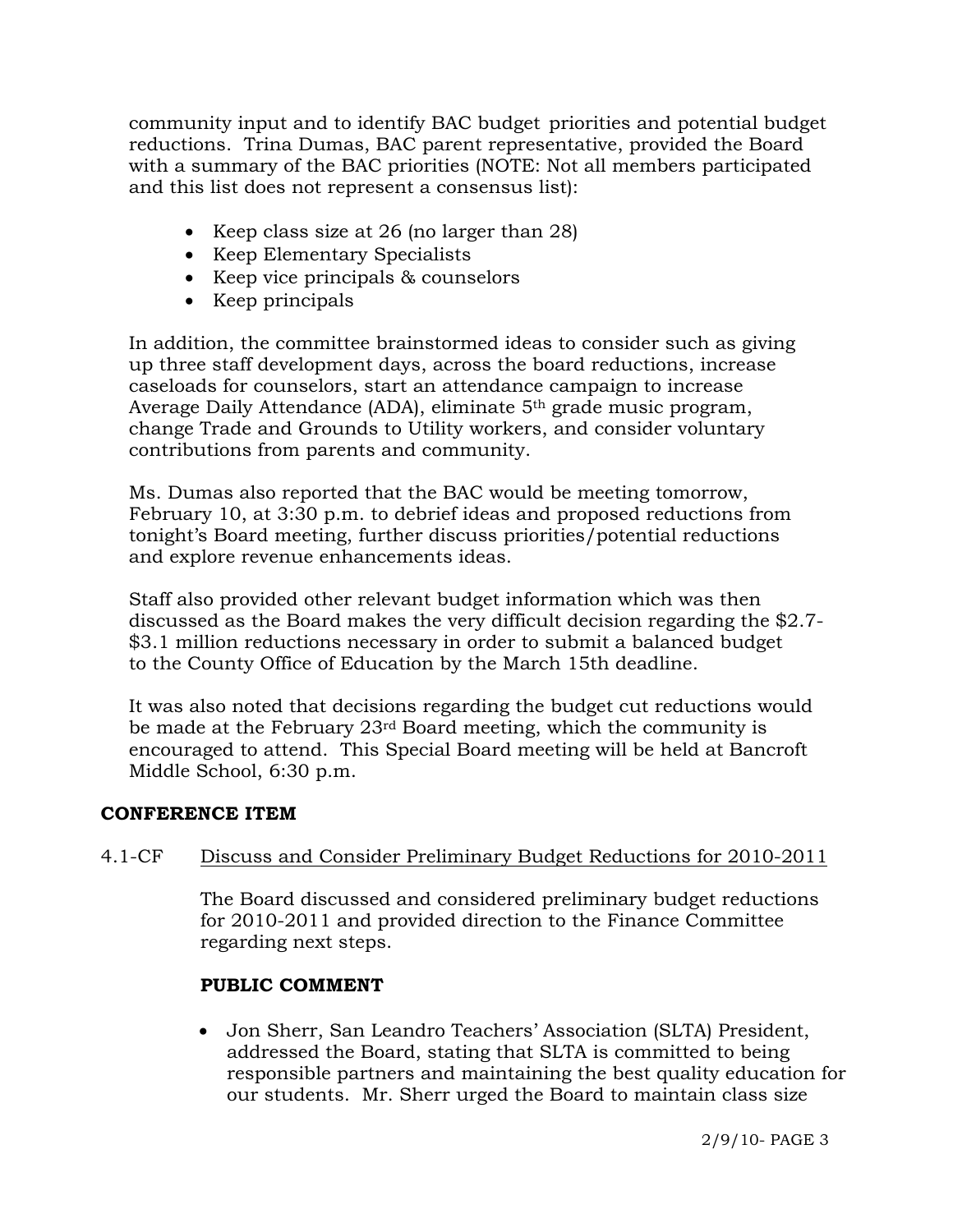community input and to identify BAC budget priorities and potential budget reductions. Trina Dumas, BAC parent representative, provided the Board with a summary of the BAC priorities (NOTE: Not all members participated and this list does not represent a consensus list):

- Keep class size at 26 (no larger than 28)
- Keep Elementary Specialists
- Keep vice principals & counselors
- Keep principals

In addition, the committee brainstormed ideas to consider such as giving up three staff development days, across the board reductions, increase caseloads for counselors, start an attendance campaign to increase Average Daily Attendance (ADA), eliminate 5th grade music program, change Trade and Grounds to Utility workers, and consider voluntary contributions from parents and community.

Ms. Dumas also reported that the BAC would be meeting tomorrow, February 10, at 3:30 p.m. to debrief ideas and proposed reductions from tonight's Board meeting, further discuss priorities/potential reductions and explore revenue enhancements ideas.

Staff also provided other relevant budget information which was then discussed as the Board makes the very difficult decision regarding the $2.7-$3.1 million reductions necessary in order to submit a balanced budget to the County Office of Education by the March 15th deadline.

It was also noted that decisions regarding the budget cut reductions would be made at the February 23rd Board meeting, which the community is encouraged to attend. This Special Board meeting will be held at Bancroft Middle School, 6:30 p.m.

**CONFERENCE ITEM**

4.1-CF Discuss and Consider Preliminary Budget Reductions for 2010-2011

The Board discussed and considered preliminary budget reductions for 2010-2011 and provided direction to the Finance Committee regarding next steps.

**PUBLIC COMMENT**

- Jon Sherr, San Leandro Teachers' Association (SLTA) President, addressed the Board, stating that SLTA is committed to being responsible partners and maintaining the best quality education for our students. Mr. Sherr urged the Board to maintain class size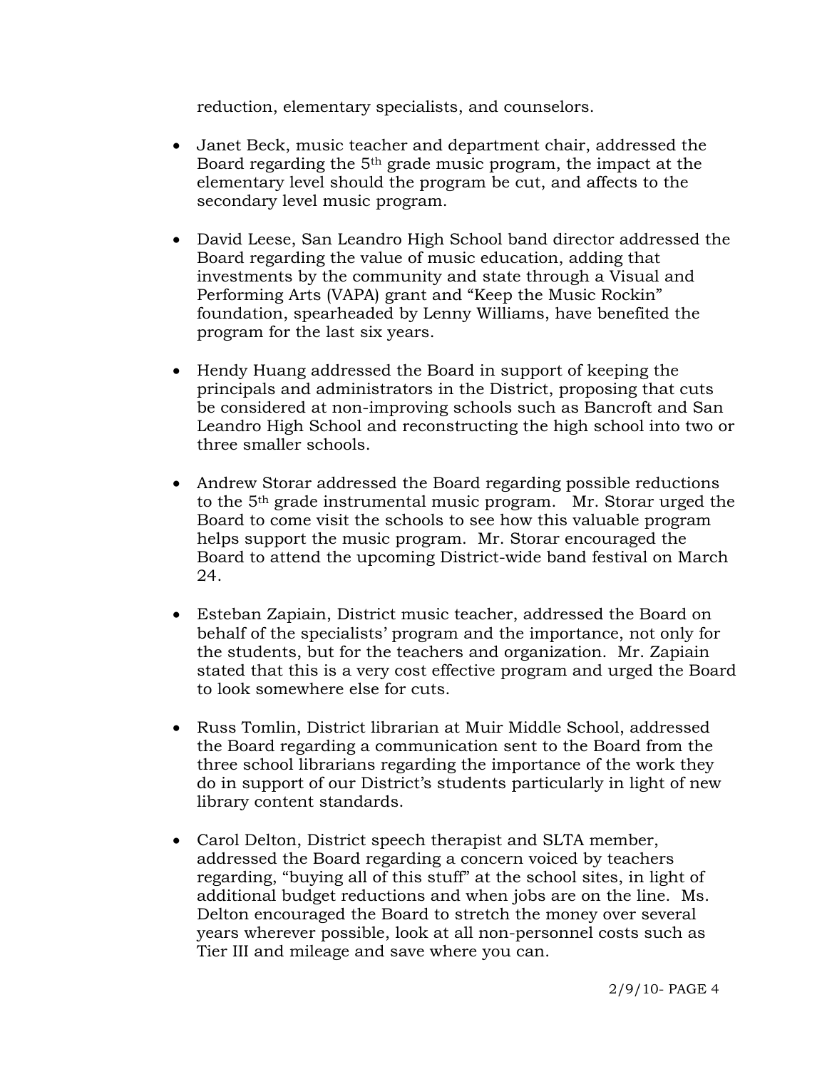reduction, elementary specialists, and counselors.

- Janet Beck, music teacher and department chair, addressed the Board regarding the 5th grade music program, the impact at the elementary level should the program be cut, and affects to the secondary level music program.

- David Leese, San Leandro High School band director addressed the Board regarding the value of music education, adding that investments by the community and state through a Visual and Performing Arts (VAPA) grant and "Keep the Music Rockin" foundation, spearheaded by Lenny Williams, have benefited the program for the last six years.

- Hendy Huang addressed the Board in support of keeping the principals and administrators in the District, proposing that cuts be considered at non-improving schools such as Bancroft and San Leandro High School and reconstructing the high school into two or three smaller schools.

- Andrew Storar addressed the Board regarding possible reductions to the 5th grade instrumental music program. Mr. Storar urged the Board to come visit the schools to see how this valuable program helps support the music program. Mr. Storar encouraged the Board to attend the upcoming District-wide band festival on March 24.

- Esteban Zapiain, District music teacher, addressed the Board on behalf of the specialists' program and the importance, not only for the students, but for the teachers and organization. Mr. Zapiain stated that this is a very cost effective program and urged the Board to look somewhere else for cuts.

- Russ Tomlin, District librarian at Muir Middle School, addressed the Board regarding a communication sent to the Board from the three school librarians regarding the importance of the work they do in support of our District's students particularly in light of new library content standards.

- Carol Delton, District speech therapist and SLTA member, addressed the Board regarding a concern voiced by teachers regarding, "buying all of this stuff" at the school sites, in light of additional budget reductions and when jobs are on the line. Ms. Delton encouraged the Board to stretch the money over several years wherever possible, look at all non-personnel costs such as Tier III and mileage and save where you can.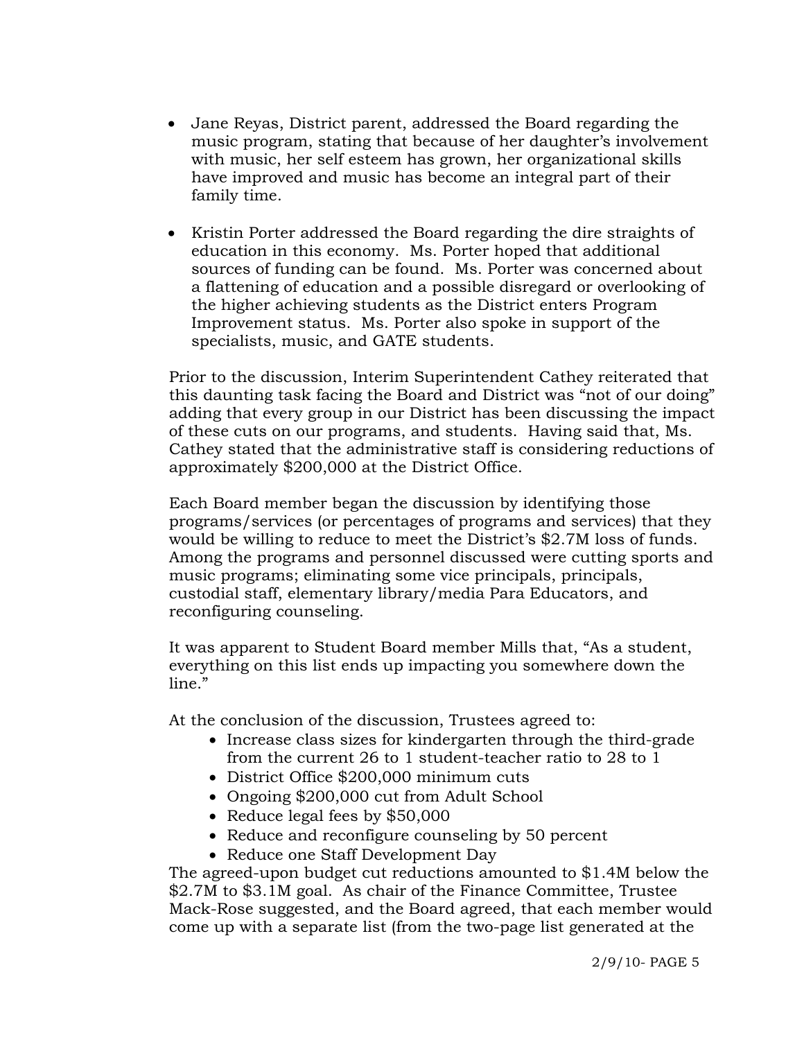- Jane Reyas, District parent, addressed the Board regarding the music program, stating that because of her daughter's involvement with music, her self esteem has grown, her organizational skills have improved and music has become an integral part of their family time.

- Kristin Porter addressed the Board regarding the dire straights of education in this economy. Ms. Porter hoped that additional sources of funding can be found. Ms. Porter was concerned about a flattening of education and a possible disregard or overlooking of the higher achieving students as the District enters Program Improvement status. Ms. Porter also spoke in support of the specialists, music, and GATE students.

Prior to the discussion, Interim Superintendent Cathey reiterated that this daunting task facing the Board and District was "not of our doing" adding that every group in our District has been discussing the impact of these cuts on our programs, and students. Having said that, Ms. Cathey stated that the administrative staff is considering reductions of approximately $200,000 at the District Office.

Each Board member began the discussion by identifying those programs/services (or percentages of programs and services) that they would be willing to reduce to meet the District's $2.7M loss of funds. Among the programs and personnel discussed were cutting sports and music programs; eliminating some vice principals, principals, custodial staff, elementary library/media Para Educators, and reconfiguring counseling.

It was apparent to Student Board member Mills that, "As a student, everything on this list ends up impacting you somewhere down the line."

At the conclusion of the discussion, Trustees agreed to:

- Increase class sizes for kindergarten through the third-grade from the current 26 to 1 student-teacher ratio to 28 to 1
- District Office $200,000 minimum cuts
- Ongoing $200,000 cut from Adult School
- Reduce legal fees by $50,000
- Reduce and reconfigure counseling by 50 percent
- Reduce one Staff Development Day

The agreed-upon budget cut reductions amounted to $1.4M below the $2.7M to $3.1M goal. As chair of the Finance Committee, Trustee Mack-Rose suggested, and the Board agreed, that each member would come up with a separate list (from the two-page list generated at the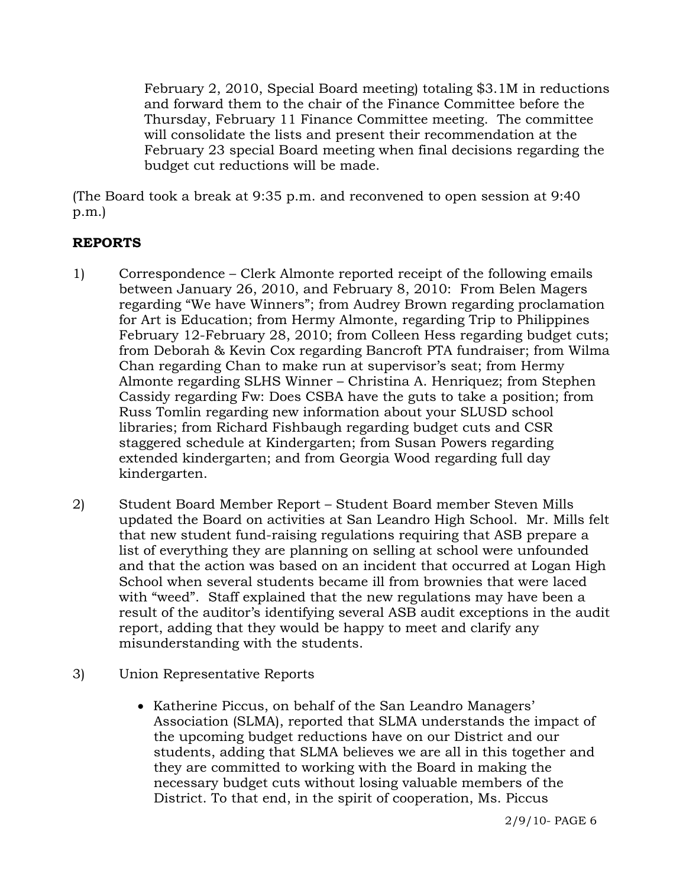February 2, 2010, Special Board meeting) totaling $3.1M in reductions and forward them to the chair of the Finance Committee before the Thursday, February 11 Finance Committee meeting. The committee will consolidate the lists and present their recommendation at the February 23 special Board meeting when final decisions regarding the budget cut reductions will be made.

(The Board took a break at 9:35 p.m. and reconvened to open session at 9:40 p.m.)

**REPORTS**

1) Correspondence – Clerk Almonte reported receipt of the following emails between January 26, 2010, and February 8, 2010: From Belen Magers regarding "We have Winners"; from Audrey Brown regarding proclamation for Art is Education; from Hermy Almonte, regarding Trip to Philippines February 12-February 28, 2010; from Colleen Hess regarding budget cuts; from Deborah & Kevin Cox regarding Bancroft PTA fundraiser; from Wilma Chan regarding Chan to make run at supervisor's seat; from Hermy Almonte regarding SLHS Winner – Christina A. Henriquez; from Stephen Cassidy regarding Fw: Does CSBA have the guts to take a position; from Russ Tomlin regarding new information about your SLUSD school libraries; from Richard Fishbaugh regarding budget cuts and CSR staggered schedule at Kindergarten; from Susan Powers regarding extended kindergarten; and from Georgia Wood regarding full day kindergarten.

2) Student Board Member Report – Student Board member Steven Mills updated the Board on activities at San Leandro High School. Mr. Mills felt that new student fund-raising regulations requiring that ASB prepare a list of everything they are planning on selling at school were unfounded and that the action was based on an incident that occurred at Logan High School when several students became ill from brownies that were laced with "weed". Staff explained that the new regulations may have been a result of the auditor's identifying several ASB audit exceptions in the audit report, adding that they would be happy to meet and clarify any misunderstanding with the students.

3) Union Representative Reports

   - Katherine Piccus, on behalf of the San Leandro Managers' Association (SLMA), reported that SLMA understands the impact of the upcoming budget reductions have on our District and our students, adding that SLMA believes we are all in this together and they are committed to working with the Board in making the necessary budget cuts without losing valuable members of the District. To that end, in the spirit of cooperation, Ms. Piccus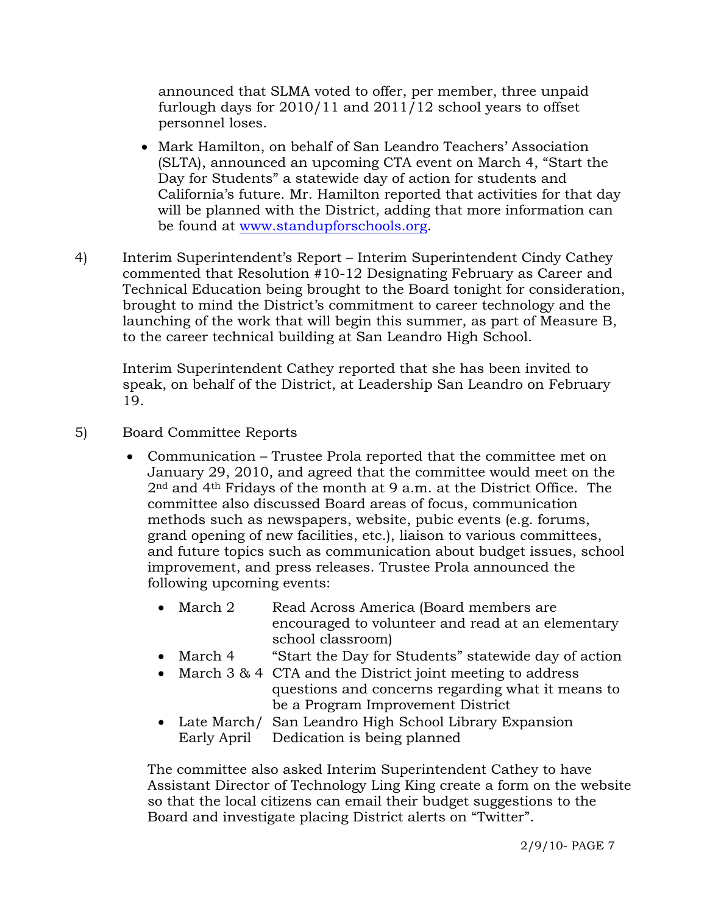announced that SLMA voted to offer, per member, three unpaid furlough days for 2010/11 and 2011/12 school years to offset personnel loses.

- Mark Hamilton, on behalf of San Leandro Teachers' Association (SLTA), announced an upcoming CTA event on March 4, "Start the Day for Students" a statewide day of action for students and California's future. Mr. Hamilton reported that activities for that day will be planned with the District, adding that more information can be found at www.standupforschools.org.

4) Interim Superintendent's Report – Interim Superintendent Cindy Cathey commented that Resolution #10-12 Designating February as Career and Technical Education being brought to the Board tonight for consideration, brought to mind the District's commitment to career technology and the launching of the work that will begin this summer, as part of Measure B, to the career technical building at San Leandro High School.

   Interim Superintendent Cathey reported that she has been invited to speak, on behalf of the District, at Leadership San Leandro on February 19.

5) Board Committee Reports

- Communication – Trustee Prola reported that the committee met on January 29, 2010, and agreed that the committee would meet on the 2nd and 4th Fridays of the month at 9 a.m. at the District Office. The committee also discussed Board areas of focus, communication methods such as newspapers, website, pubic events (e.g. forums, grand opening of new facilities, etc.), liaison to various committees, and future topics such as communication about budget issues, school improvement, and press releases. Trustee Prola announced the following upcoming events:

  - March 2 — Read Across America (Board members are encouraged to volunteer and read at an elementary school classroom)
  - March 4 — "Start the Day for Students" statewide day of action
  - March 3 & 4 — CTA and the District joint meeting to address questions and concerns regarding what it means to be a Program Improvement District
  - Late March/ Early April — San Leandro High School Library Expansion Dedication is being planned

  The committee also asked Interim Superintendent Cathey to have Assistant Director of Technology Ling King create a form on the website so that the local citizens can email their budget suggestions to the Board and investigate placing District alerts on "Twitter".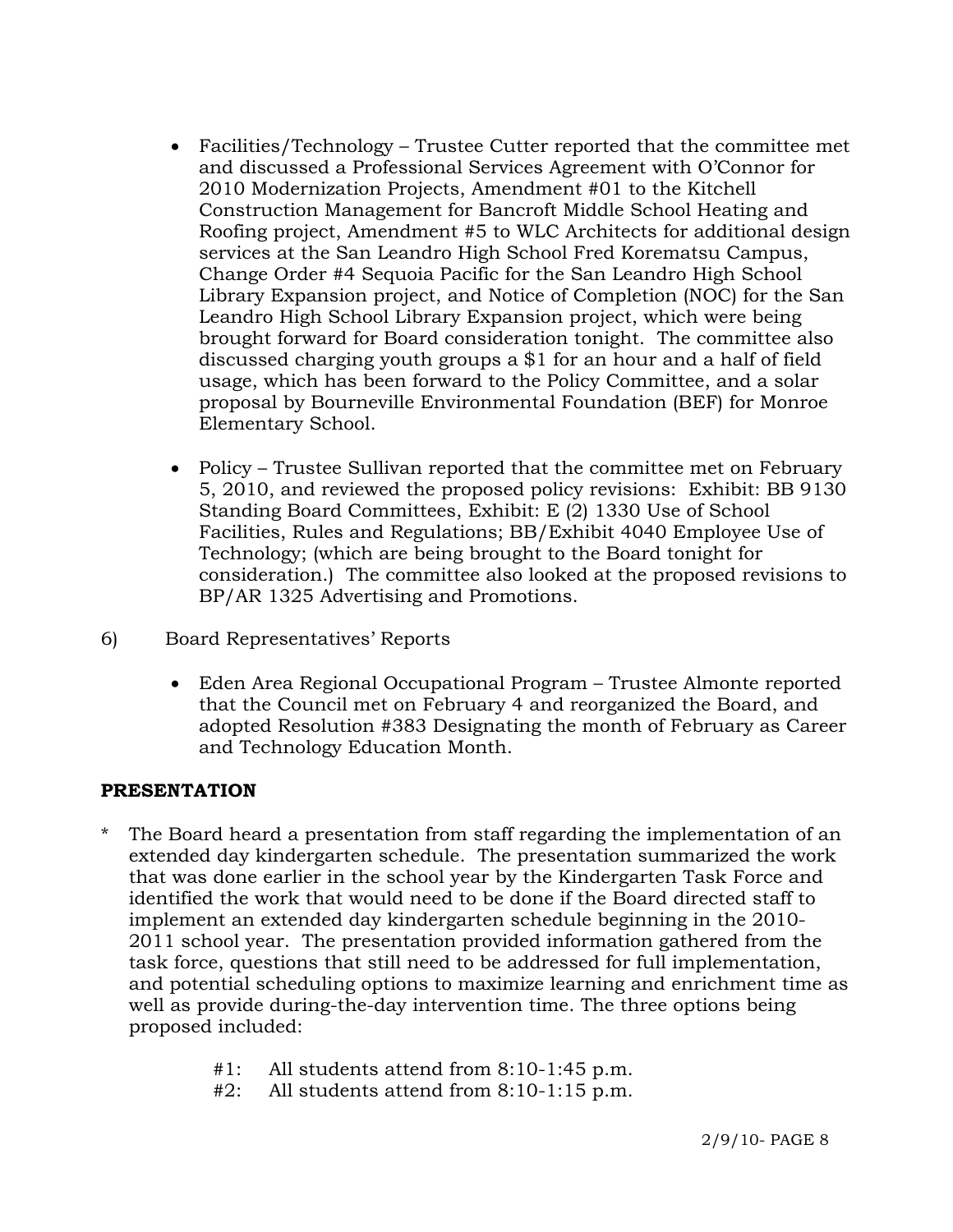- Facilities/Technology – Trustee Cutter reported that the committee met and discussed a Professional Services Agreement with O'Connor for 2010 Modernization Projects, Amendment #01 to the Kitchell Construction Management for Bancroft Middle School Heating and Roofing project, Amendment #5 to WLC Architects for additional design services at the San Leandro High School Fred Korematsu Campus, Change Order #4 Sequoia Pacific for the San Leandro High School Library Expansion project, and Notice of Completion (NOC) for the San Leandro High School Library Expansion project, which were being brought forward for Board consideration tonight. The committee also discussed charging youth groups a $1 for an hour and a half of field usage, which has been forward to the Policy Committee, and a solar proposal by Bourneville Environmental Foundation (BEF) for Monroe Elementary School.

- Policy – Trustee Sullivan reported that the committee met on February 5, 2010, and reviewed the proposed policy revisions: Exhibit: BB 9130 Standing Board Committees, Exhibit: E (2) 1330 Use of School Facilities, Rules and Regulations; BB/Exhibit 4040 Employee Use of Technology; (which are being brought to the Board tonight for consideration.) The committee also looked at the proposed revisions to BP/AR 1325 Advertising and Promotions.

6) Board Representatives' Reports

- Eden Area Regional Occupational Program – Trustee Almonte reported that the Council met on February 4 and reorganized the Board, and adopted Resolution #383 Designating the month of February as Career and Technology Education Month.

**PRESENTATION**

\* The Board heard a presentation from staff regarding the implementation of an extended day kindergarten schedule. The presentation summarized the work that was done earlier in the school year by the Kindergarten Task Force and identified the work that would need to be done if the Board directed staff to implement an extended day kindergarten schedule beginning in the 2010-2011 school year. The presentation provided information gathered from the task force, questions that still need to be addressed for full implementation, and potential scheduling options to maximize learning and enrichment time as well as provide during-the-day intervention time. The three options being proposed included:

#1: All students attend from 8:10-1:45 p.m.
#2: All students attend from 8:10-1:15 p.m.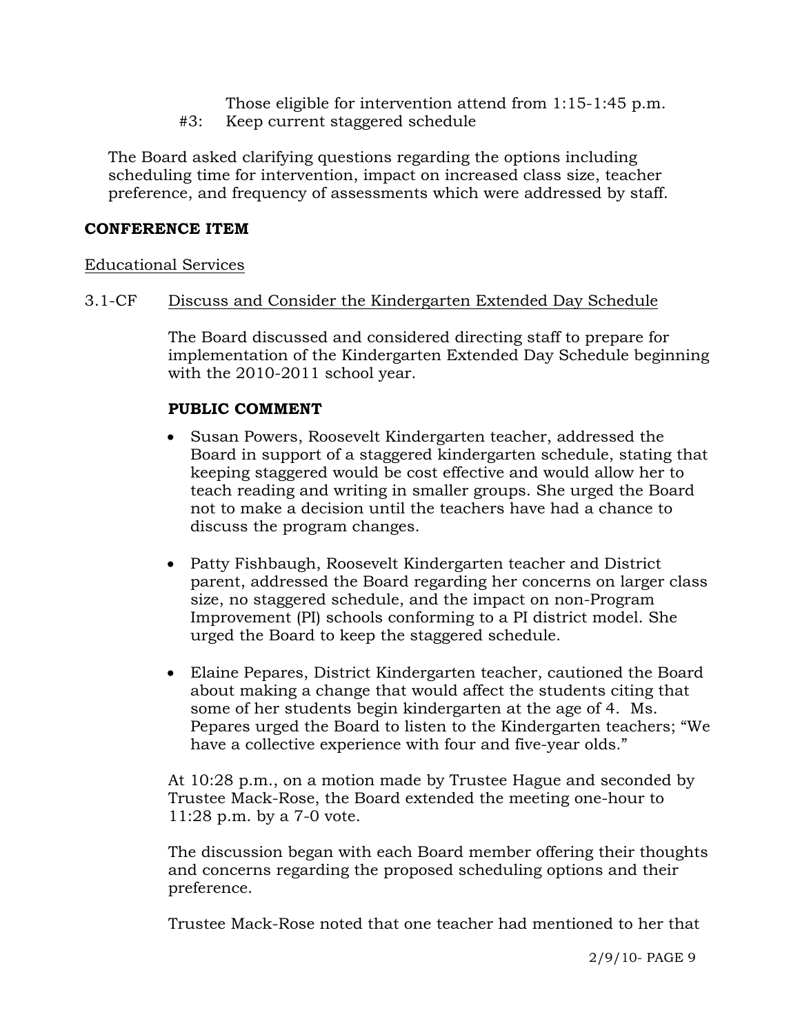Those eligible for intervention attend from 1:15-1:45 p.m.

#3: Keep current staggered schedule

The Board asked clarifying questions regarding the options including scheduling time for intervention, impact on increased class size, teacher preference, and frequency of assessments which were addressed by staff.

**CONFERENCE ITEM**

Educational Services

3.1-CF Discuss and Consider the Kindergarten Extended Day Schedule

The Board discussed and considered directing staff to prepare for implementation of the Kindergarten Extended Day Schedule beginning with the 2010-2011 school year.

**PUBLIC COMMENT**

- Susan Powers, Roosevelt Kindergarten teacher, addressed the Board in support of a staggered kindergarten schedule, stating that keeping staggered would be cost effective and would allow her to teach reading and writing in smaller groups. She urged the Board not to make a decision until the teachers have had a chance to discuss the program changes.

- Patty Fishbaugh, Roosevelt Kindergarten teacher and District parent, addressed the Board regarding her concerns on larger class size, no staggered schedule, and the impact on non-Program Improvement (PI) schools conforming to a PI district model. She urged the Board to keep the staggered schedule.

- Elaine Pepares, District Kindergarten teacher, cautioned the Board about making a change that would affect the students citing that some of her students begin kindergarten at the age of 4. Ms. Pepares urged the Board to listen to the Kindergarten teachers; "We have a collective experience with four and five-year olds."

At 10:28 p.m., on a motion made by Trustee Hague and seconded by Trustee Mack-Rose, the Board extended the meeting one-hour to 11:28 p.m. by a 7-0 vote.

The discussion began with each Board member offering their thoughts and concerns regarding the proposed scheduling options and their preference.

Trustee Mack-Rose noted that one teacher had mentioned to her that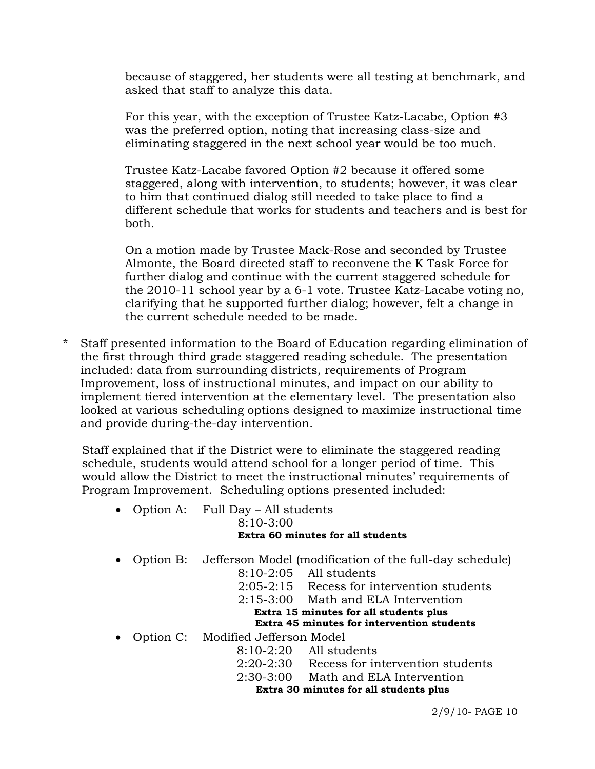because of staggered, her students were all testing at benchmark, and asked that staff to analyze this data.

For this year, with the exception of Trustee Katz-Lacabe, Option #3 was the preferred option, noting that increasing class-size and eliminating staggered in the next school year would be too much.

Trustee Katz-Lacabe favored Option #2 because it offered some staggered, along with intervention, to students; however, it was clear to him that continued dialog still needed to take place to find a different schedule that works for students and teachers and is best for both.

On a motion made by Trustee Mack-Rose and seconded by Trustee Almonte, the Board directed staff to reconvene the K Task Force for further dialog and continue with the current staggered schedule for the 2010-11 school year by a 6-1 vote. Trustee Katz-Lacabe voting no, clarifying that he supported further dialog; however, felt a change in the current schedule needed to be made.

\* Staff presented information to the Board of Education regarding elimination of the first through third grade staggered reading schedule. The presentation included: data from surrounding districts, requirements of Program Improvement, loss of instructional minutes, and impact on our ability to implement tiered intervention at the elementary level. The presentation also looked at various scheduling options designed to maximize instructional time and provide during-the-day intervention.

Staff explained that if the District were to eliminate the staggered reading schedule, students would attend school for a longer period of time. This would allow the District to meet the instructional minutes' requirements of Program Improvement. Scheduling options presented included:

- Option A: Full Day – All students
  8:10-3:00
  **Extra 60 minutes for all students**

- Option B: Jefferson Model (modification of the full-day schedule)
  8:10-2:05 All students
  2:05-2:15 Recess for intervention students
  2:15-3:00 Math and ELA Intervention
  **Extra 15 minutes for all students plus**
  **Extra 45 minutes for intervention students**

- Option C: Modified Jefferson Model
  8:10-2:20 All students
  2:20-2:30 Recess for intervention students
  2:30-3:00 Math and ELA Intervention
  **Extra 30 minutes for all students plus**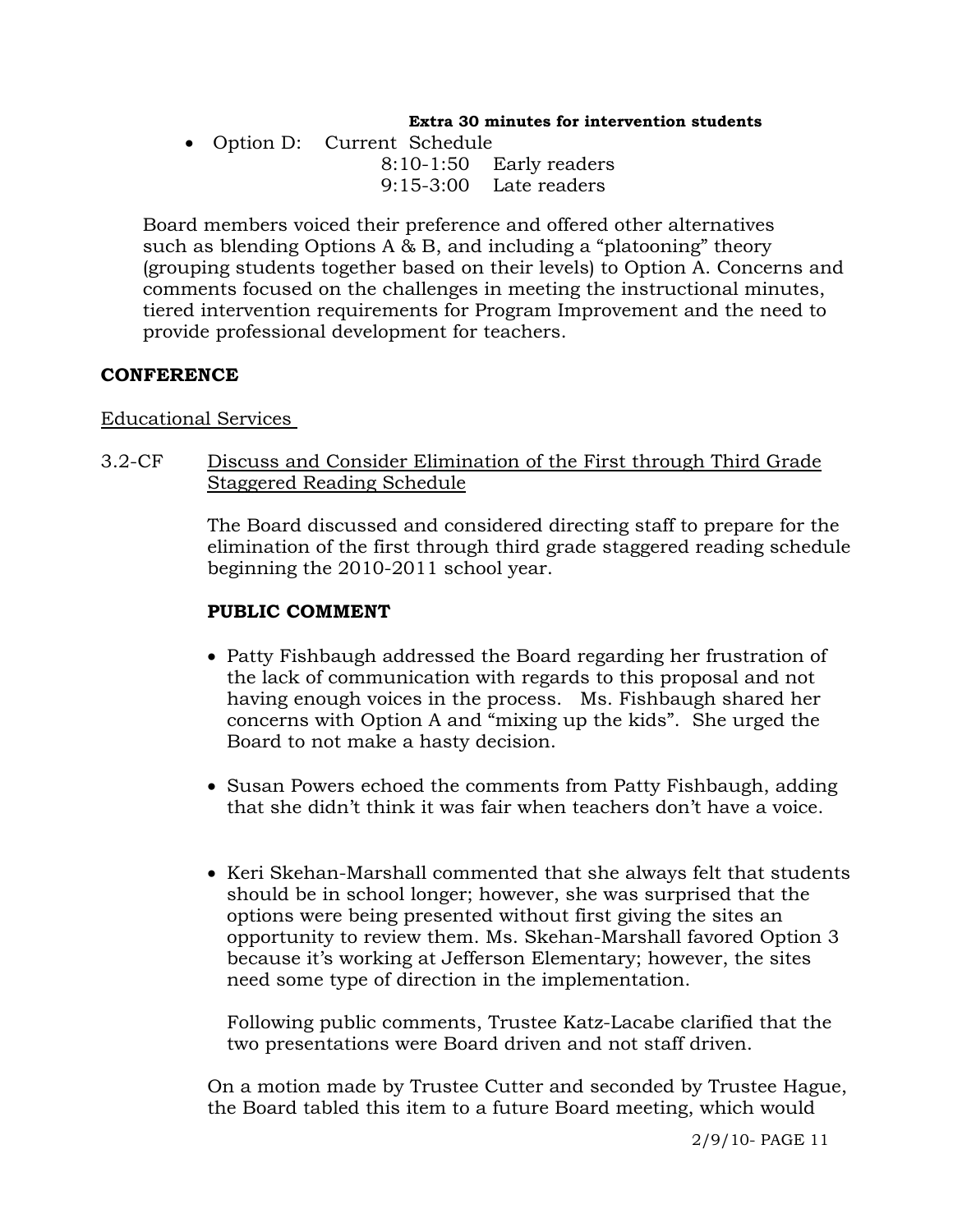**Extra 30 minutes for intervention students**

- Option D: Current Schedule
  8:10-1:50 Early readers
  9:15-3:00 Late readers

Board members voiced their preference and offered other alternatives such as blending Options A & B, and including a "platooning" theory (grouping students together based on their levels) to Option A. Concerns and comments focused on the challenges in meeting the instructional minutes, tiered intervention requirements for Program Improvement and the need to provide professional development for teachers.

**CONFERENCE**

Educational Services

3.2-CF Discuss and Consider Elimination of the First through Third Grade Staggered Reading Schedule

The Board discussed and considered directing staff to prepare for the elimination of the first through third grade staggered reading schedule beginning the 2010-2011 school year.

**PUBLIC COMMENT**

- Patty Fishbaugh addressed the Board regarding her frustration of the lack of communication with regards to this proposal and not having enough voices in the process. Ms. Fishbaugh shared her concerns with Option A and "mixing up the kids". She urged the Board to not make a hasty decision.

- Susan Powers echoed the comments from Patty Fishbaugh, adding that she didn't think it was fair when teachers don't have a voice.

- Keri Skehan-Marshall commented that she always felt that students should be in school longer; however, she was surprised that the options were being presented without first giving the sites an opportunity to review them. Ms. Skehan-Marshall favored Option 3 because it's working at Jefferson Elementary; however, the sites need some type of direction in the implementation.

  Following public comments, Trustee Katz-Lacabe clarified that the two presentations were Board driven and not staff driven.

On a motion made by Trustee Cutter and seconded by Trustee Hague, the Board tabled this item to a future Board meeting, which would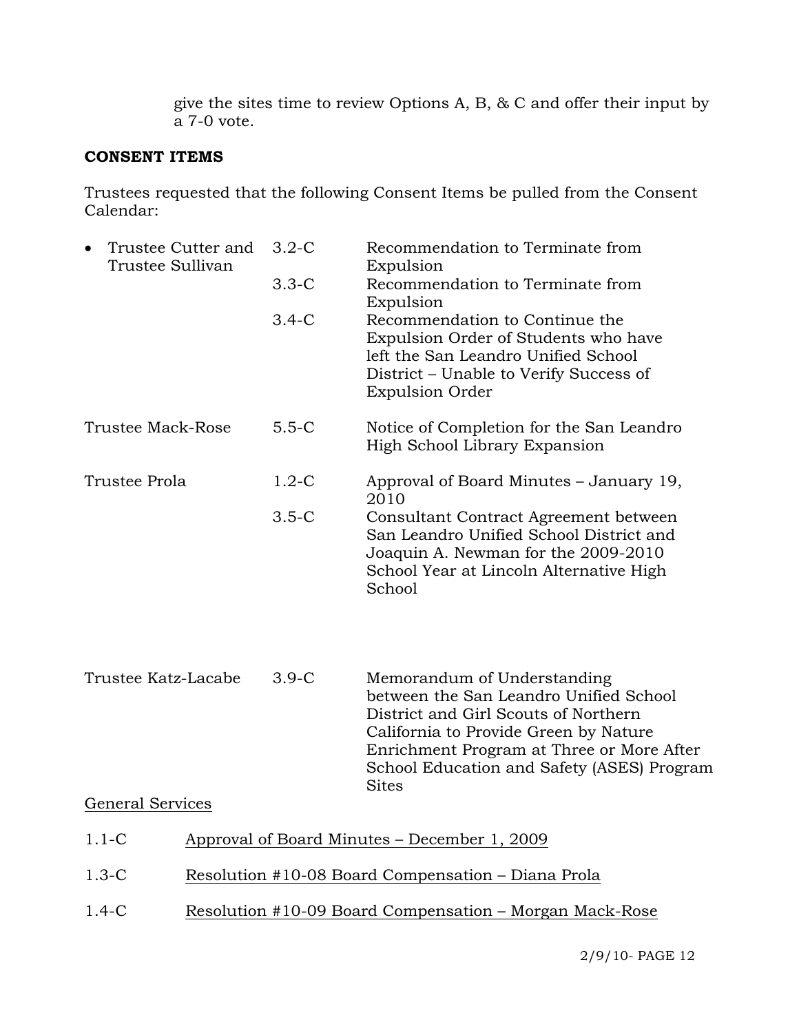give the sites time to review Options A, B, & C and offer their input by a 7-0 vote.

**CONSENT ITEMS**

Trustees requested that the following Consent Items be pulled from the Consent Calendar:

| Trustee | Item | Description |
| --- | --- | --- |
| • Trustee Cutter and Trustee Sullivan | 3.2-C | Recommendation to Terminate from Expulsion |
| | 3.3-C | Recommendation to Terminate from Expulsion |
| | 3.4-C | Recommendation to Continue the Expulsion Order of Students who have left the San Leandro Unified School District – Unable to Verify Success of Expulsion Order |
| Trustee Mack-Rose | 5.5-C | Notice of Completion for the San Leandro High School Library Expansion |
| Trustee Prola | 1.2-C | Approval of Board Minutes – January 19, 2010 |
| | 3.5-C | Consultant Contract Agreement between San Leandro Unified School District and Joaquin A. Newman for the 2009-2010 School Year at Lincoln Alternative High School |
| Trustee Katz-Lacabe | 3.9-C | Memorandum of Understanding between the San Leandro Unified School District and Girl Scouts of Northern California to Provide Green by Nature Enrichment Program at Three or More After School Education and Safety (ASES) Program Sites |

General Services

1.1-C Approval of Board Minutes – December 1, 2009

1.3-C Resolution #10-08 Board Compensation – Diana Prola

1.4-C Resolution #10-09 Board Compensation – Morgan Mack-Rose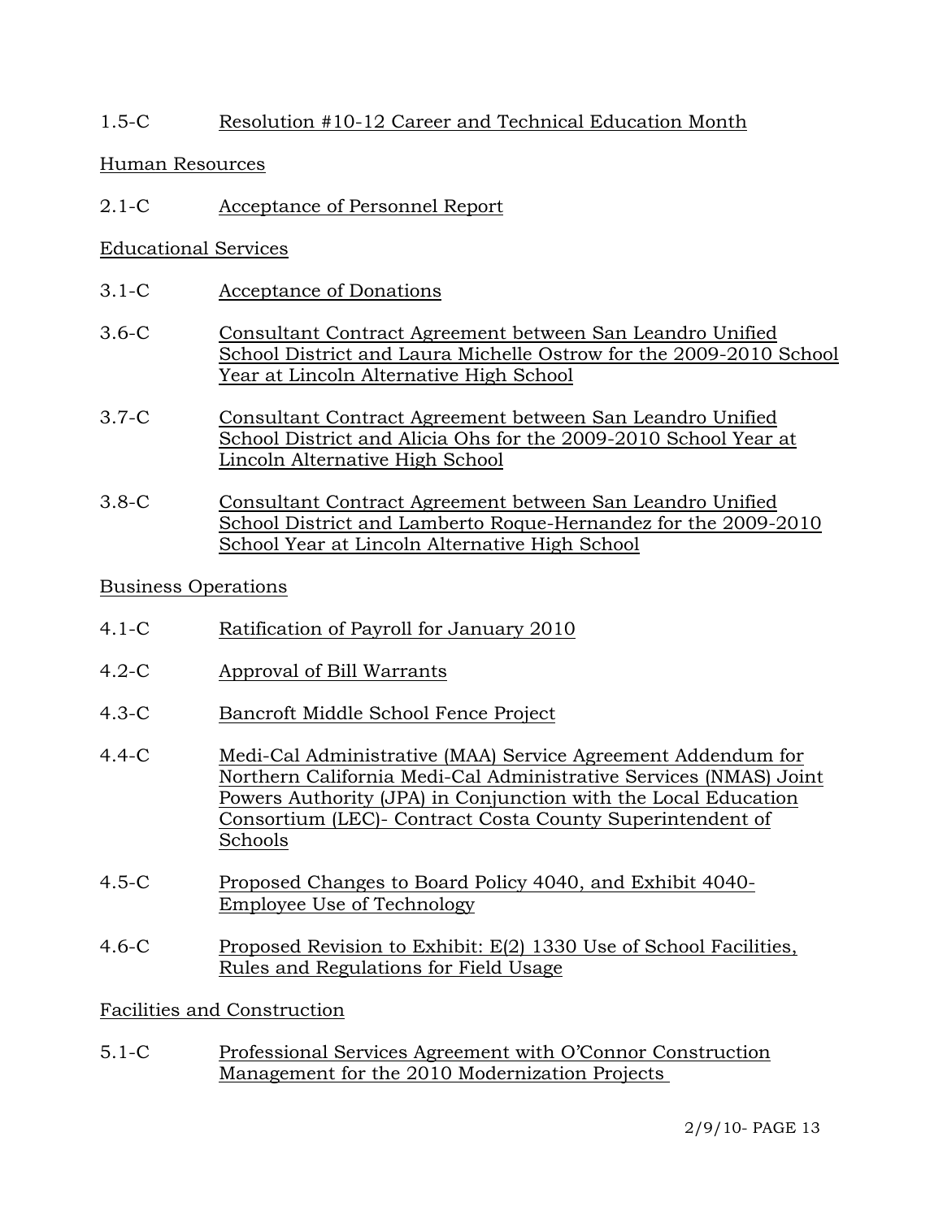1.5-C Resolution #10-12 Career and Technical Education Month

Human Resources

2.1-C Acceptance of Personnel Report

Educational Services

3.1-C Acceptance of Donations

3.6-C Consultant Contract Agreement between San Leandro Unified School District and Laura Michelle Ostrow for the 2009-2010 School Year at Lincoln Alternative High School

3.7-C Consultant Contract Agreement between San Leandro Unified School District and Alicia Ohs for the 2009-2010 School Year at Lincoln Alternative High School

3.8-C Consultant Contract Agreement between San Leandro Unified School District and Lamberto Roque-Hernandez for the 2009-2010 School Year at Lincoln Alternative High School

Business Operations

4.1-C Ratification of Payroll for January 2010

4.2-C Approval of Bill Warrants

4.3-C Bancroft Middle School Fence Project

4.4-C Medi-Cal Administrative (MAA) Service Agreement Addendum for Northern California Medi-Cal Administrative Services (NMAS) Joint Powers Authority (JPA) in Conjunction with the Local Education Consortium (LEC)- Contract Costa County Superintendent of Schools

4.5-C Proposed Changes to Board Policy 4040, and Exhibit 4040- Employee Use of Technology

4.6-C Proposed Revision to Exhibit: E(2) 1330 Use of School Facilities, Rules and Regulations for Field Usage

Facilities and Construction

5.1-C Professional Services Agreement with O'Connor Construction Management for the 2010 Modernization Projects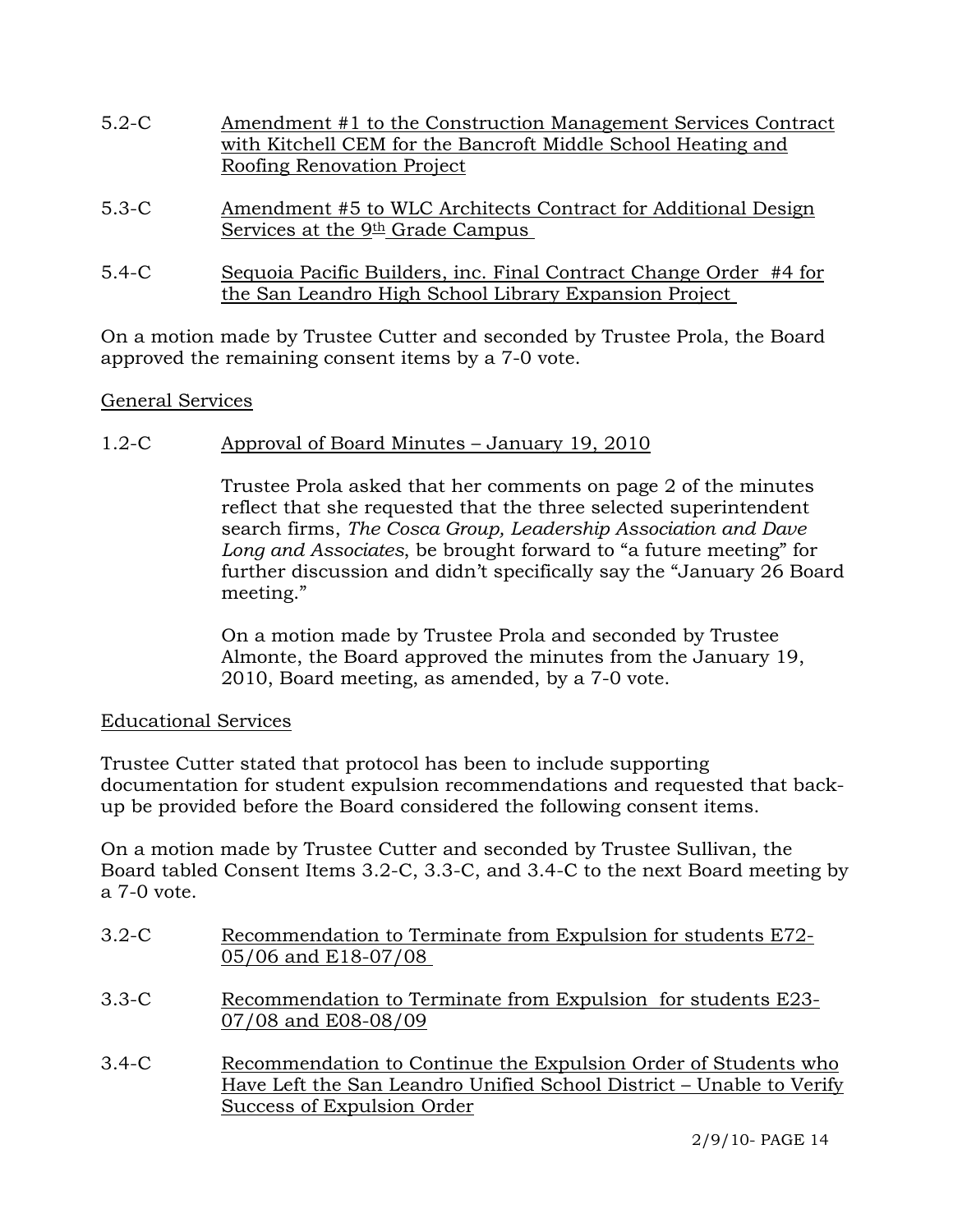5.2-C Amendment #1 to the Construction Management Services Contract with Kitchell CEM for the Bancroft Middle School Heating and Roofing Renovation Project

5.3-C Amendment #5 to WLC Architects Contract for Additional Design Services at the 9th Grade Campus

5.4-C Sequoia Pacific Builders, inc. Final Contract Change Order #4 for the San Leandro High School Library Expansion Project

On a motion made by Trustee Cutter and seconded by Trustee Prola, the Board approved the remaining consent items by a 7-0 vote.

General Services

1.2-C Approval of Board Minutes – January 19, 2010

Trustee Prola asked that her comments on page 2 of the minutes reflect that she requested that the three selected superintendent search firms, *The Cosca Group, Leadership Association and Dave Long and Associates*, be brought forward to "a future meeting" for further discussion and didn't specifically say the "January 26 Board meeting."

On a motion made by Trustee Prola and seconded by Trustee Almonte, the Board approved the minutes from the January 19, 2010, Board meeting, as amended, by a 7-0 vote.

Educational Services

Trustee Cutter stated that protocol has been to include supporting documentation for student expulsion recommendations and requested that back-up be provided before the Board considered the following consent items.

On a motion made by Trustee Cutter and seconded by Trustee Sullivan, the Board tabled Consent Items 3.2-C, 3.3-C, and 3.4-C to the next Board meeting by a 7-0 vote.

3.2-C Recommendation to Terminate from Expulsion for students E72-05/06 and E18-07/08

3.3-C Recommendation to Terminate from Expulsion for students E23-07/08 and E08-08/09

3.4-C Recommendation to Continue the Expulsion Order of Students who Have Left the San Leandro Unified School District – Unable to Verify Success of Expulsion Order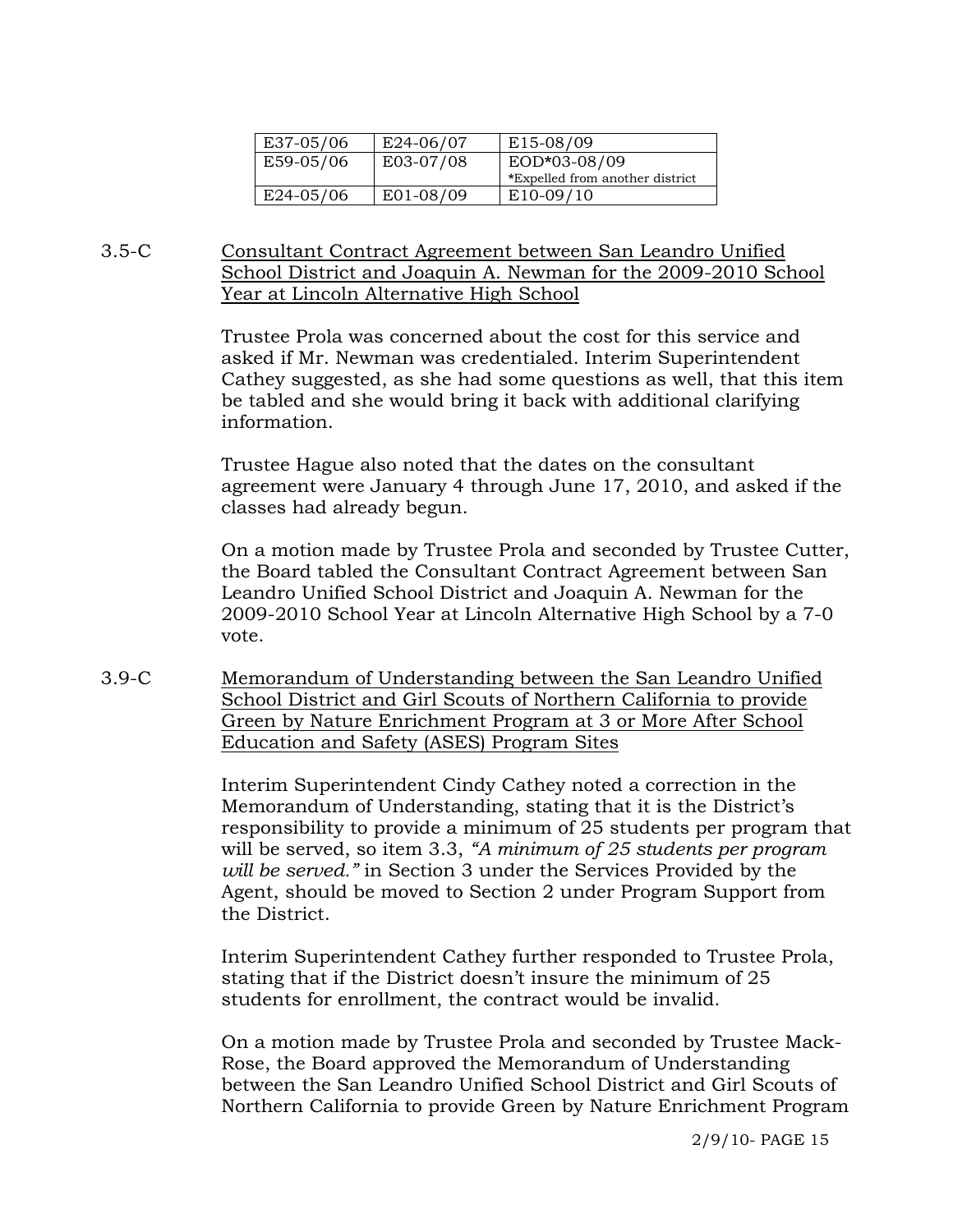| E37-05/06 | E24-06/07 | E15-08/09 |
|---|---|---|
| E59-05/06 | E03-07/08 | EOD*03-08/09<br>*Expelled from another district |
| E24-05/06 | E01-08/09 | E10-09/10 |

3.5-C Consultant Contract Agreement between San Leandro Unified School District and Joaquin A. Newman for the 2009-2010 School Year at Lincoln Alternative High School

Trustee Prola was concerned about the cost for this service and asked if Mr. Newman was credentialed. Interim Superintendent Cathey suggested, as she had some questions as well, that this item be tabled and she would bring it back with additional clarifying information.

Trustee Hague also noted that the dates on the consultant agreement were January 4 through June 17, 2010, and asked if the classes had already begun.

On a motion made by Trustee Prola and seconded by Trustee Cutter, the Board tabled the Consultant Contract Agreement between San Leandro Unified School District and Joaquin A. Newman for the 2009-2010 School Year at Lincoln Alternative High School by a 7-0 vote.

3.9-C Memorandum of Understanding between the San Leandro Unified School District and Girl Scouts of Northern California to provide Green by Nature Enrichment Program at 3 or More After School Education and Safety (ASES) Program Sites

Interim Superintendent Cindy Cathey noted a correction in the Memorandum of Understanding, stating that it is the District's responsibility to provide a minimum of 25 students per program that will be served, so item 3.3, *"A minimum of 25 students per program will be served."* in Section 3 under the Services Provided by the Agent, should be moved to Section 2 under Program Support from the District.

Interim Superintendent Cathey further responded to Trustee Prola, stating that if the District doesn't insure the minimum of 25 students for enrollment, the contract would be invalid.

On a motion made by Trustee Prola and seconded by Trustee Mack-Rose, the Board approved the Memorandum of Understanding between the San Leandro Unified School District and Girl Scouts of Northern California to provide Green by Nature Enrichment Program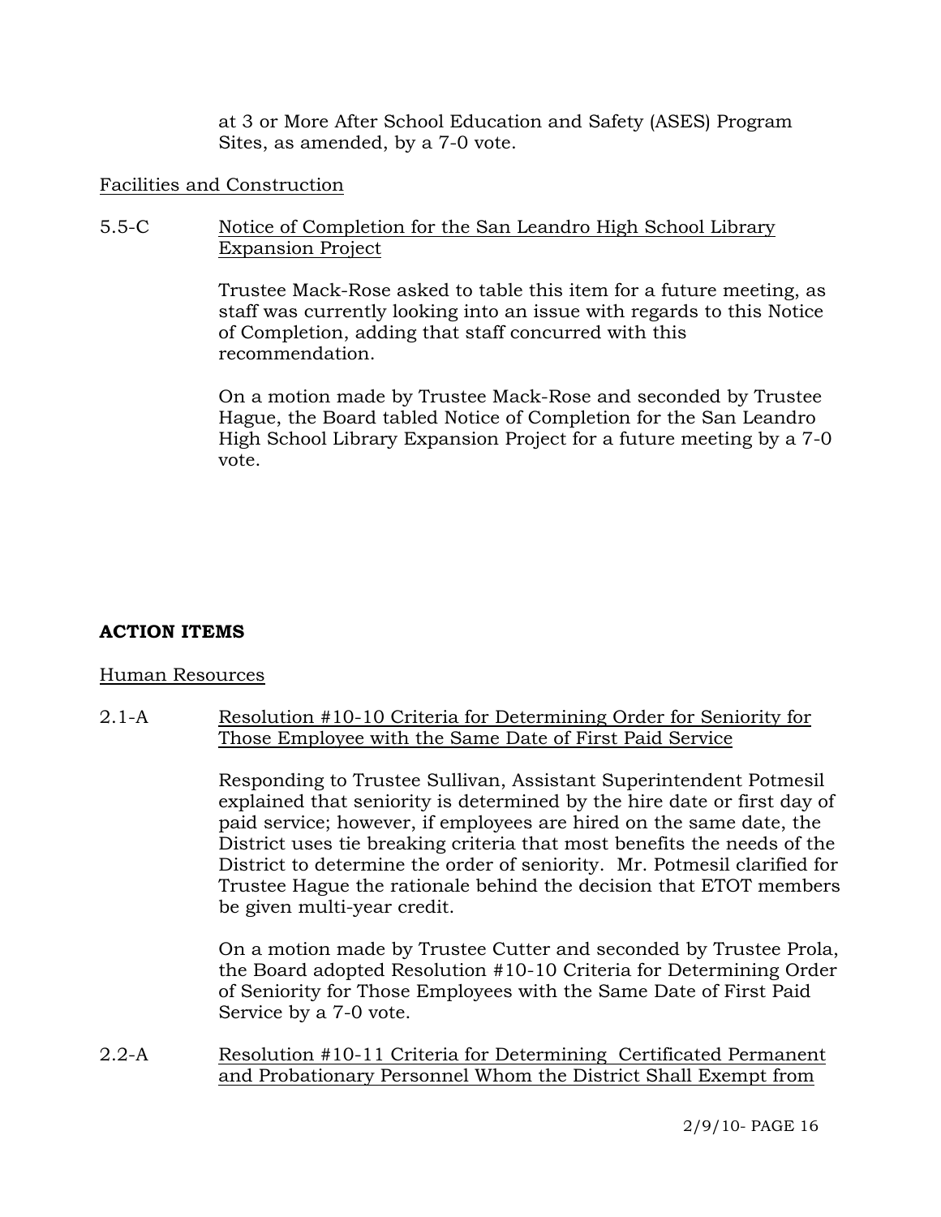at 3 or More After School Education and Safety (ASES) Program Sites, as amended, by a 7-0 vote.

Facilities and Construction

5.5-C Notice of Completion for the San Leandro High School Library Expansion Project

Trustee Mack-Rose asked to table this item for a future meeting, as staff was currently looking into an issue with regards to this Notice of Completion, adding that staff concurred with this recommendation.

On a motion made by Trustee Mack-Rose and seconded by Trustee Hague, the Board tabled Notice of Completion for the San Leandro High School Library Expansion Project for a future meeting by a 7-0 vote.

## ACTION ITEMS

Human Resources

2.1-A Resolution #10-10 Criteria for Determining Order for Seniority for Those Employee with the Same Date of First Paid Service

Responding to Trustee Sullivan, Assistant Superintendent Potmesil explained that seniority is determined by the hire date or first day of paid service; however, if employees are hired on the same date, the District uses tie breaking criteria that most benefits the needs of the District to determine the order of seniority. Mr. Potmesil clarified for Trustee Hague the rationale behind the decision that ETOT members be given multi-year credit.

On a motion made by Trustee Cutter and seconded by Trustee Prola, the Board adopted Resolution #10-10 Criteria for Determining Order of Seniority for Those Employees with the Same Date of First Paid Service by a 7-0 vote.

2.2-A Resolution #10-11 Criteria for Determining Certificated Permanent and Probationary Personnel Whom the District Shall Exempt from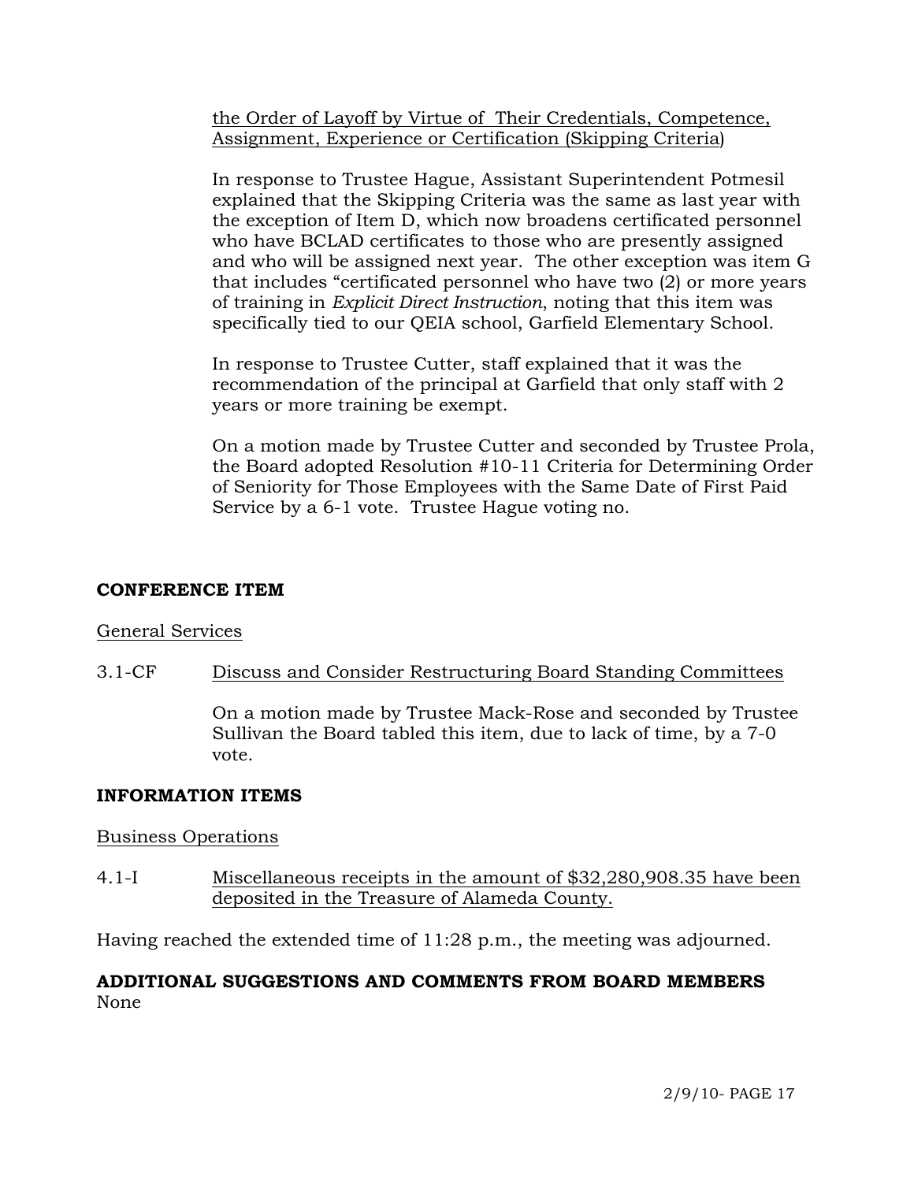the Order of Layoff by Virtue of Their Credentials, Competence, Assignment, Experience or Certification (Skipping Criteria)

In response to Trustee Hague, Assistant Superintendent Potmesil explained that the Skipping Criteria was the same as last year with the exception of Item D, which now broadens certificated personnel who have BCLAD certificates to those who are presently assigned and who will be assigned next year. The other exception was item G that includes "certificated personnel who have two (2) or more years of training in *Explicit Direct Instruction*, noting that this item was specifically tied to our QEIA school, Garfield Elementary School.

In response to Trustee Cutter, staff explained that it was the recommendation of the principal at Garfield that only staff with 2 years or more training be exempt.

On a motion made by Trustee Cutter and seconded by Trustee Prola, the Board adopted Resolution #10-11 Criteria for Determining Order of Seniority for Those Employees with the Same Date of First Paid Service by a 6-1 vote. Trustee Hague voting no.

**CONFERENCE ITEM**

General Services

3.1-CF Discuss and Consider Restructuring Board Standing Committees

On a motion made by Trustee Mack-Rose and seconded by Trustee Sullivan the Board tabled this item, due to lack of time, by a 7-0 vote.

**INFORMATION ITEMS**

Business Operations

4.1-I Miscellaneous receipts in the amount of $32,280,908.35 have been deposited in the Treasure of Alameda County.

Having reached the extended time of 11:28 p.m., the meeting was adjourned.

**ADDITIONAL SUGGESTIONS AND COMMENTS FROM BOARD MEMBERS**
None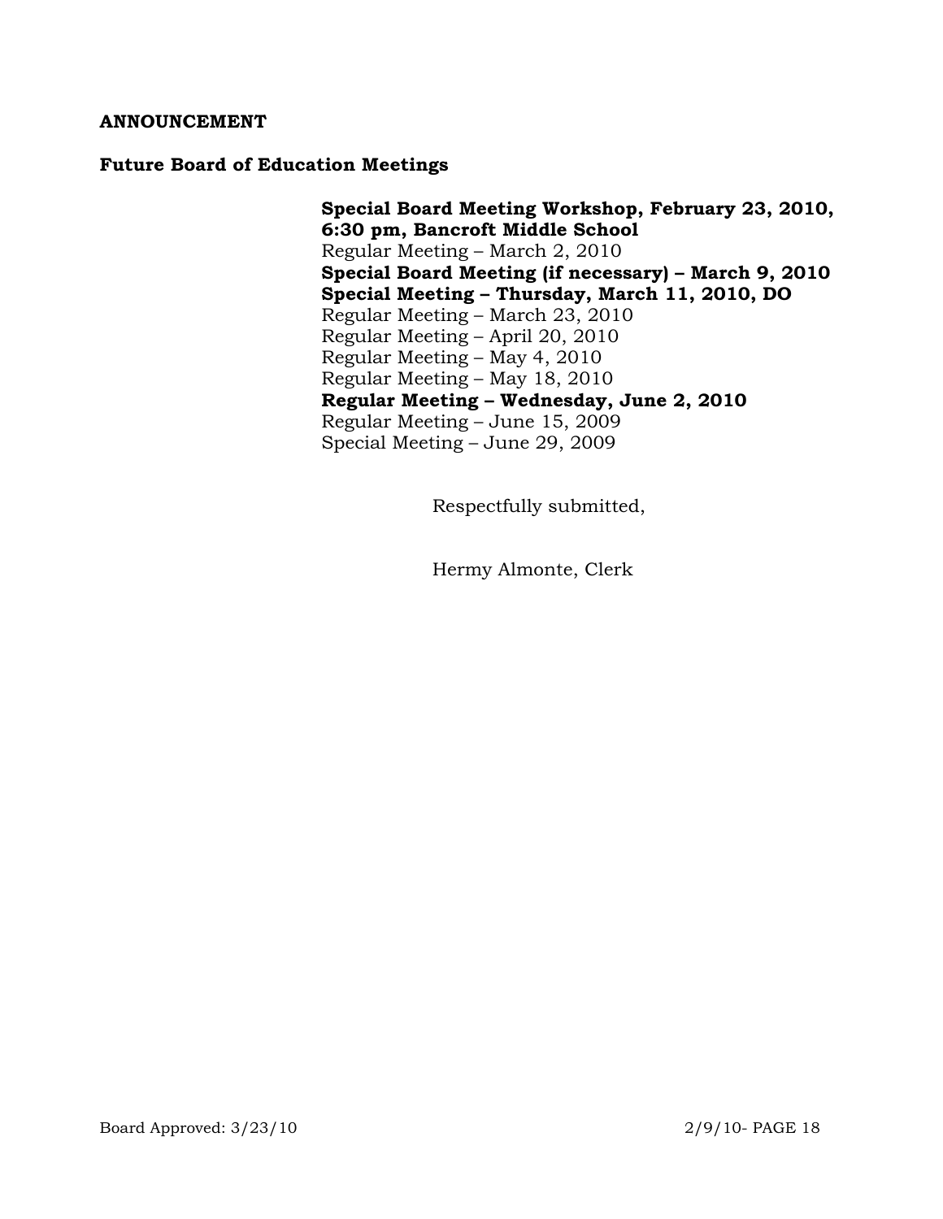**ANNOUNCEMENT**

**Future Board of Education Meetings**

**Special Board Meeting Workshop, February 23, 2010, 6:30 pm, Bancroft Middle School**
Regular Meeting – March 2, 2010
**Special Board Meeting (if necessary) – March 9, 2010**
**Special Meeting – Thursday, March 11, 2010, DO**
Regular Meeting – March 23, 2010
Regular Meeting – April 20, 2010
Regular Meeting – May 4, 2010
Regular Meeting – May 18, 2010
**Regular Meeting – Wednesday, June 2, 2010**
Regular Meeting – June 15, 2009
Special Meeting – June 29, 2009

Respectfully submitted,

Hermy Almonte, Clerk

Board Approved: 3/23/10

2/9/10- PAGE 18